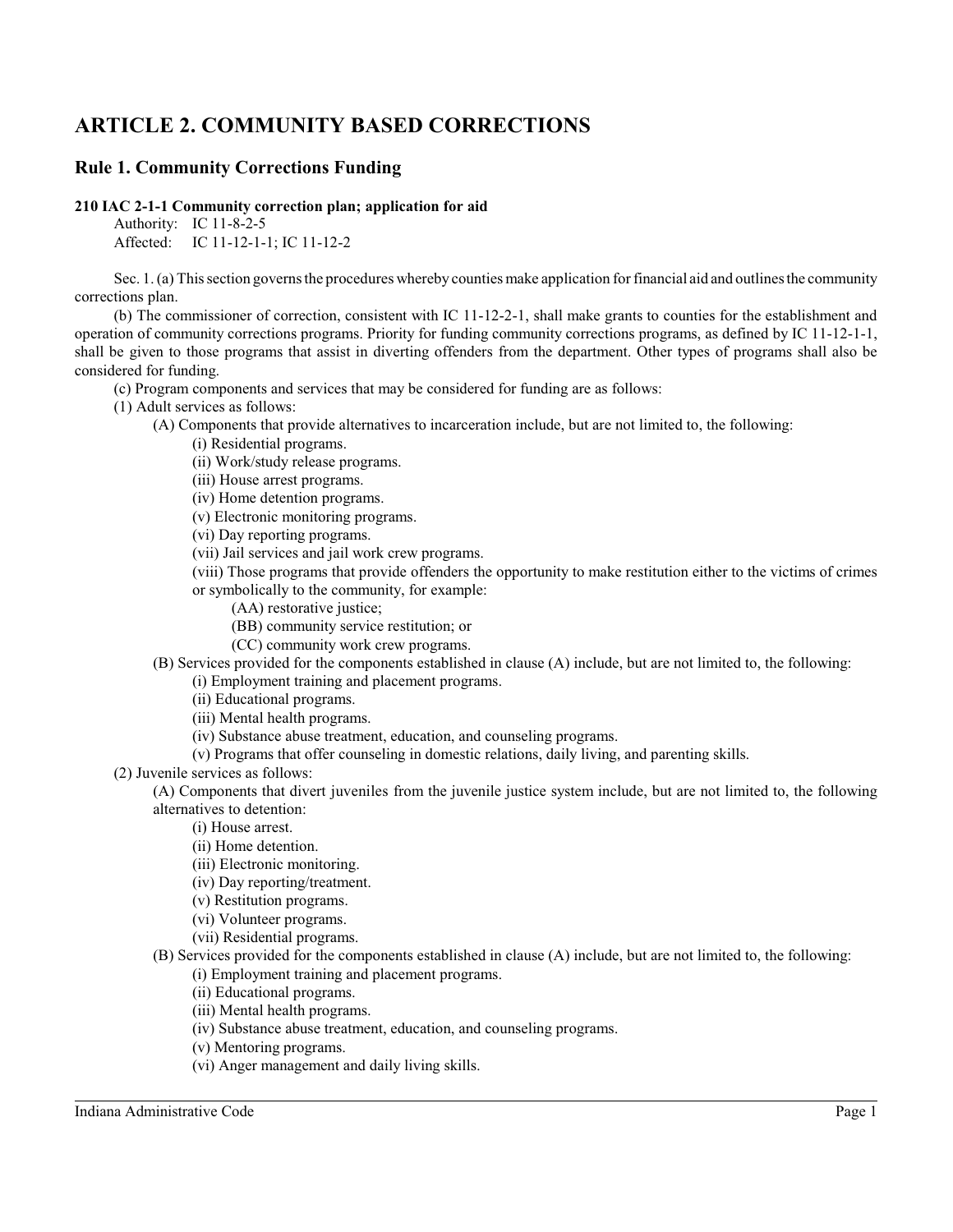# ARTICLE 2. COMMUNITY BASED CORRECTIONS

## Rule 1. Community Corrections Funding

**210 IAC 2-1-1 Community correction plan; application for aid**

Authority: IC 11-8-2-5
Affected: IC 11-12-1-1; IC 11-12-2

Sec. 1. (a) This section governs the procedures whereby counties make application for financial aid and outlines the community corrections plan.

(b) The commissioner of correction, consistent with IC 11-12-2-1, shall make grants to counties for the establishment and operation of community corrections programs. Priority for funding community corrections programs, as defined by IC 11-12-1-1, shall be given to those programs that assist in diverting offenders from the department. Other types of programs shall also be considered for funding.

(c) Program components and services that may be considered for funding are as follows:

(1) Adult services as follows:

(A) Components that provide alternatives to incarceration include, but are not limited to, the following:

(i) Residential programs.

(ii) Work/study release programs.

(iii) House arrest programs.

(iv) Home detention programs.

(v) Electronic monitoring programs.

(vi) Day reporting programs.

(vii) Jail services and jail work crew programs.

(viii) Those programs that provide offenders the opportunity to make restitution either to the victims of crimes or symbolically to the community, for example:

(AA) restorative justice;

(BB) community service restitution; or

(CC) community work crew programs.

(B) Services provided for the components established in clause (A) include, but are not limited to, the following:

(i) Employment training and placement programs.

(ii) Educational programs.

(iii) Mental health programs.

(iv) Substance abuse treatment, education, and counseling programs.

(v) Programs that offer counseling in domestic relations, daily living, and parenting skills.

(2) Juvenile services as follows:

(A) Components that divert juveniles from the juvenile justice system include, but are not limited to, the following alternatives to detention:

(i) House arrest.

(ii) Home detention.

(iii) Electronic monitoring.

(iv) Day reporting/treatment.

(v) Restitution programs.

(vi) Volunteer programs.

(vii) Residential programs.

(B) Services provided for the components established in clause (A) include, but are not limited to, the following:

(i) Employment training and placement programs.

(ii) Educational programs.

(iii) Mental health programs.

(iv) Substance abuse treatment, education, and counseling programs.

(v) Mentoring programs.

(vi) Anger management and daily living skills.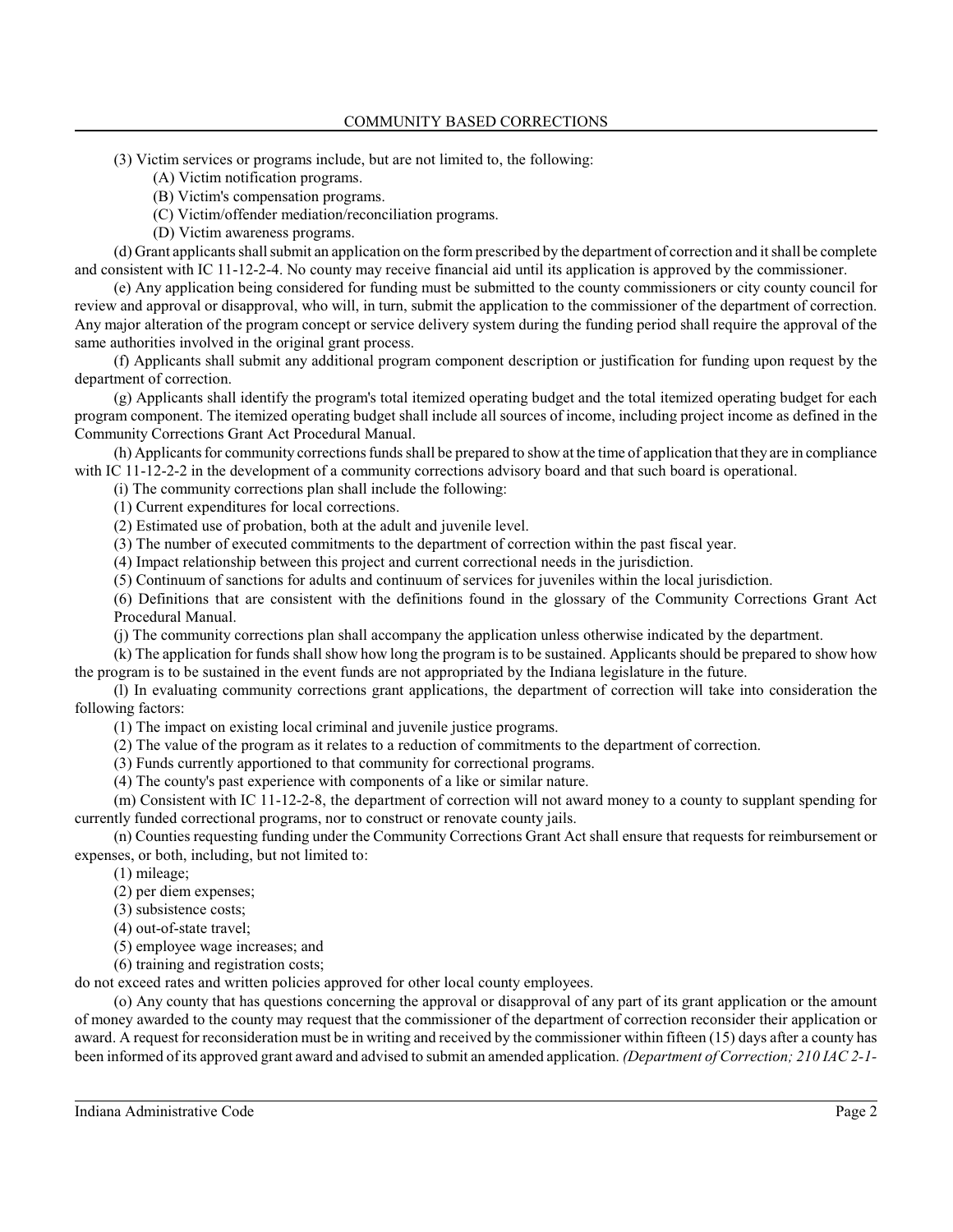(3) Victim services or programs include, but are not limited to, the following:

(A) Victim notification programs.

(B) Victim's compensation programs.

(C) Victim/offender mediation/reconciliation programs.

(D) Victim awareness programs.

(d) Grant applicants shall submit an application on the form prescribed by the department of correction and it shall be complete and consistent with IC 11-12-2-4. No county may receive financial aid until its application is approved by the commissioner.

(e) Any application being considered for funding must be submitted to the county commissioners or city county council for review and approval or disapproval, who will, in turn, submit the application to the commissioner of the department of correction. Any major alteration of the program concept or service delivery system during the funding period shall require the approval of the same authorities involved in the original grant process.

(f) Applicants shall submit any additional program component description or justification for funding upon request by the department of correction.

(g) Applicants shall identify the program's total itemized operating budget and the total itemized operating budget for each program component. The itemized operating budget shall include all sources of income, including project income as defined in the Community Corrections Grant Act Procedural Manual.

(h) Applicants for community corrections funds shall be prepared to show at the time of application that they are in compliance with IC 11-12-2-2 in the development of a community corrections advisory board and that such board is operational.

(i) The community corrections plan shall include the following:

(1) Current expenditures for local corrections.

(2) Estimated use of probation, both at the adult and juvenile level.

(3) The number of executed commitments to the department of correction within the past fiscal year.

(4) Impact relationship between this project and current correctional needs in the jurisdiction.

(5) Continuum of sanctions for adults and continuum of services for juveniles within the local jurisdiction.

(6) Definitions that are consistent with the definitions found in the glossary of the Community Corrections Grant Act Procedural Manual.

(j) The community corrections plan shall accompany the application unless otherwise indicated by the department.

(k) The application for funds shall show how long the program is to be sustained. Applicants should be prepared to show how the program is to be sustained in the event funds are not appropriated by the Indiana legislature in the future.

(l) In evaluating community corrections grant applications, the department of correction will take into consideration the following factors:

(1) The impact on existing local criminal and juvenile justice programs.

(2) The value of the program as it relates to a reduction of commitments to the department of correction.

(3) Funds currently apportioned to that community for correctional programs.

(4) The county's past experience with components of a like or similar nature.

(m) Consistent with IC 11-12-2-8, the department of correction will not award money to a county to supplant spending for currently funded correctional programs, nor to construct or renovate county jails.

(n) Counties requesting funding under the Community Corrections Grant Act shall ensure that requests for reimbursement or expenses, or both, including, but not limited to:

(1) mileage;

(2) per diem expenses;

(3) subsistence costs;

(4) out-of-state travel;

(5) employee wage increases; and

(6) training and registration costs;

do not exceed rates and written policies approved for other local county employees.

(o) Any county that has questions concerning the approval or disapproval of any part of its grant application or the amount of money awarded to the county may request that the commissioner of the department of correction reconsider their application or award. A request for reconsideration must be in writing and received by the commissioner within fifteen (15) days after a county has been informed of its approved grant award and advised to submit an amended application. *(Department of Correction; 210 IAC 2-1-*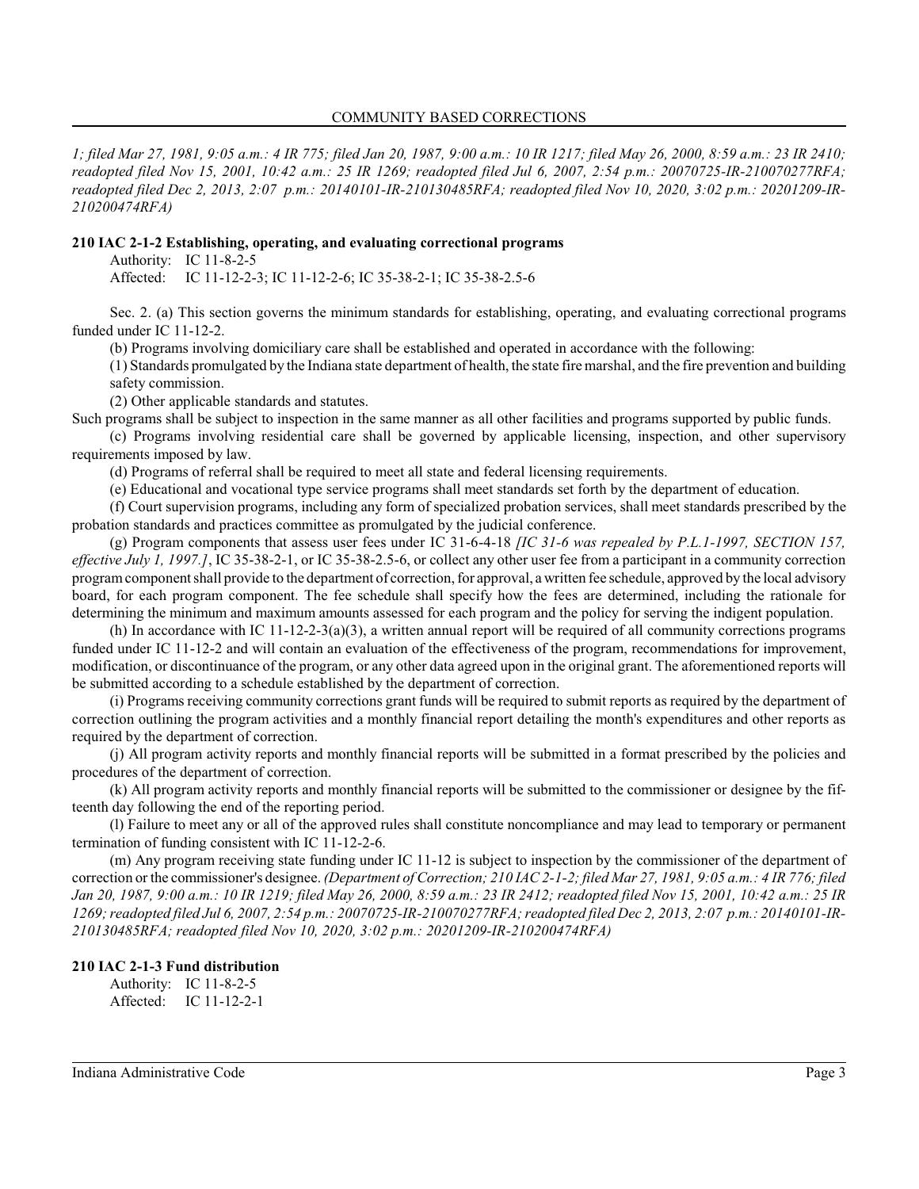*1; filed Mar 27, 1981, 9:05 a.m.: 4 IR 775; filed Jan 20, 1987, 9:00 a.m.: 10 IR 1217; filed May 26, 2000, 8:59 a.m.: 23 IR 2410; readopted filed Nov 15, 2001, 10:42 a.m.: 25 IR 1269; readopted filed Jul 6, 2007, 2:54 p.m.: 20070725-IR-210070277RFA; readopted filed Dec 2, 2013, 2:07 p.m.: 20140101-IR-210130485RFA; readopted filed Nov 10, 2020, 3:02 p.m.: 20201209-IR-210200474RFA)*

**210 IAC 2-1-2 Establishing, operating, and evaluating correctional programs**

Authority: IC 11-8-2-5
Affected: IC 11-12-2-3; IC 11-12-2-6; IC 35-38-2-1; IC 35-38-2.5-6

Sec. 2. (a) This section governs the minimum standards for establishing, operating, and evaluating correctional programs funded under IC 11-12-2.

(b) Programs involving domiciliary care shall be established and operated in accordance with the following:

(1) Standards promulgated by the Indiana state department of health, the state fire marshal, and the fire prevention and building safety commission.

(2) Other applicable standards and statutes.

Such programs shall be subject to inspection in the same manner as all other facilities and programs supported by public funds.

(c) Programs involving residential care shall be governed by applicable licensing, inspection, and other supervisory requirements imposed by law.

(d) Programs of referral shall be required to meet all state and federal licensing requirements.

(e) Educational and vocational type service programs shall meet standards set forth by the department of education.

(f) Court supervision programs, including any form of specialized probation services, shall meet standards prescribed by the probation standards and practices committee as promulgated by the judicial conference.

(g) Program components that assess user fees under IC 31-6-4-18 *[IC 31-6 was repealed by P.L.1-1997, SECTION 157, effective July 1, 1997.]*, IC 35-38-2-1, or IC 35-38-2.5-6, or collect any other user fee from a participant in a community correction program component shall provide to the department of correction, for approval, a written fee schedule, approved by the local advisory board, for each program component. The fee schedule shall specify how the fees are determined, including the rationale for determining the minimum and maximum amounts assessed for each program and the policy for serving the indigent population.

(h) In accordance with IC 11-12-2-3(a)(3), a written annual report will be required of all community corrections programs funded under IC 11-12-2 and will contain an evaluation of the effectiveness of the program, recommendations for improvement, modification, or discontinuance of the program, or any other data agreed upon in the original grant. The aforementioned reports will be submitted according to a schedule established by the department of correction.

(i) Programs receiving community corrections grant funds will be required to submit reports as required by the department of correction outlining the program activities and a monthly financial report detailing the month's expenditures and other reports as required by the department of correction.

(j) All program activity reports and monthly financial reports will be submitted in a format prescribed by the policies and procedures of the department of correction.

(k) All program activity reports and monthly financial reports will be submitted to the commissioner or designee by the fifteenth day following the end of the reporting period.

(l) Failure to meet any or all of the approved rules shall constitute noncompliance and may lead to temporary or permanent termination of funding consistent with IC 11-12-2-6.

(m) Any program receiving state funding under IC 11-12 is subject to inspection by the commissioner of the department of correction or the commissioner's designee. *(Department of Correction; 210 IAC 2-1-2; filed Mar 27, 1981, 9:05 a.m.: 4 IR 776; filed Jan 20, 1987, 9:00 a.m.: 10 IR 1219; filed May 26, 2000, 8:59 a.m.: 23 IR 2412; readopted filed Nov 15, 2001, 10:42 a.m.: 25 IR 1269; readopted filed Jul 6, 2007, 2:54 p.m.: 20070725-IR-210070277RFA; readopted filed Dec 2, 2013, 2:07 p.m.: 20140101-IR-210130485RFA; readopted filed Nov 10, 2020, 3:02 p.m.: 20201209-IR-210200474RFA)*

**210 IAC 2-1-3 Fund distribution**

Authority: IC 11-8-2-5
Affected: IC 11-12-2-1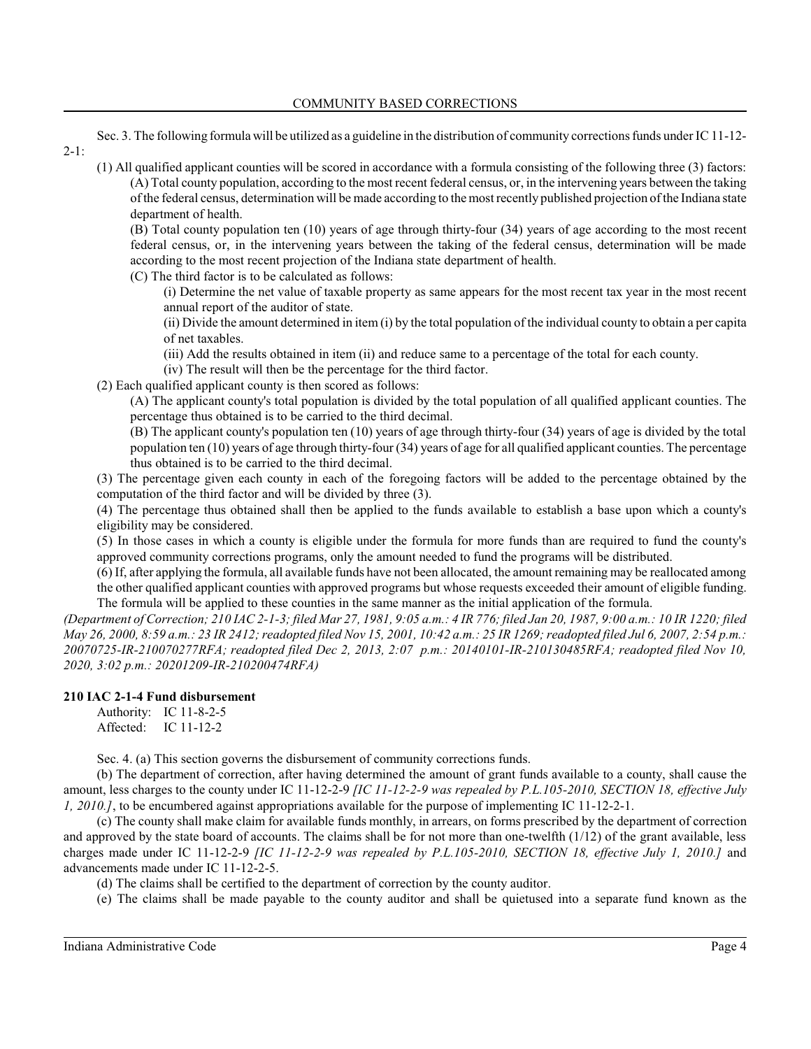Sec. 3. The following formula will be utilized as a guideline in the distribution of community corrections funds under IC 11-12-2-1:

(1) All qualified applicant counties will be scored in accordance with a formula consisting of the following three (3) factors:

(A) Total county population, according to the most recent federal census, or, in the intervening years between the taking of the federal census, determination will be made according to the most recently published projection of the Indiana state department of health.

(B) Total county population ten (10) years of age through thirty-four (34) years of age according to the most recent federal census, or, in the intervening years between the taking of the federal census, determination will be made according to the most recent projection of the Indiana state department of health.

(C) The third factor is to be calculated as follows:

(i) Determine the net value of taxable property as same appears for the most recent tax year in the most recent annual report of the auditor of state.

(ii) Divide the amount determined in item (i) by the total population of the individual county to obtain a per capita of net taxables.

(iii) Add the results obtained in item (ii) and reduce same to a percentage of the total for each county.

(iv) The result will then be the percentage for the third factor.

(2) Each qualified applicant county is then scored as follows:

(A) The applicant county's total population is divided by the total population of all qualified applicant counties. The percentage thus obtained is to be carried to the third decimal.

(B) The applicant county's population ten (10) years of age through thirty-four (34) years of age is divided by the total population ten (10) years of age through thirty-four (34) years of age for all qualified applicant counties. The percentage thus obtained is to be carried to the third decimal.

(3) The percentage given each county in each of the foregoing factors will be added to the percentage obtained by the computation of the third factor and will be divided by three (3).

(4) The percentage thus obtained shall then be applied to the funds available to establish a base upon which a county's eligibility may be considered.

(5) In those cases in which a county is eligible under the formula for more funds than are required to fund the county's approved community corrections programs, only the amount needed to fund the programs will be distributed.

(6) If, after applying the formula, all available funds have not been allocated, the amount remaining may be reallocated among the other qualified applicant counties with approved programs but whose requests exceeded their amount of eligible funding. The formula will be applied to these counties in the same manner as the initial application of the formula.

*(Department of Correction; 210 IAC 2-1-3; filed Mar 27, 1981, 9:05 a.m.: 4 IR 776; filed Jan 20, 1987, 9:00 a.m.: 10 IR 1220; filed May 26, 2000, 8:59 a.m.: 23 IR 2412; readopted filed Nov 15, 2001, 10:42 a.m.: 25 IR 1269; readopted filed Jul 6, 2007, 2:54 p.m.: 20070725-IR-210070277RFA; readopted filed Dec 2, 2013, 2:07 p.m.: 20140101-IR-210130485RFA; readopted filed Nov 10, 2020, 3:02 p.m.: 20201209-IR-210200474RFA)*

**210 IAC 2-1-4 Fund disbursement**

Authority: IC 11-8-2-5
Affected: IC 11-12-2

Sec. 4. (a) This section governs the disbursement of community corrections funds.

(b) The department of correction, after having determined the amount of grant funds available to a county, shall cause the amount, less charges to the county under IC 11-12-2-9 *[IC 11-12-2-9 was repealed by P.L.105-2010, SECTION 18, effective July 1, 2010.]*, to be encumbered against appropriations available for the purpose of implementing IC 11-12-2-1.

(c) The county shall make claim for available funds monthly, in arrears, on forms prescribed by the department of correction and approved by the state board of accounts. The claims shall be for not more than one-twelfth (1/12) of the grant available, less charges made under IC 11-12-2-9 *[IC 11-12-2-9 was repealed by P.L.105-2010, SECTION 18, effective July 1, 2010.]* and advancements made under IC 11-12-2-5.

(d) The claims shall be certified to the department of correction by the county auditor.

(e) The claims shall be made payable to the county auditor and shall be quietused into a separate fund known as the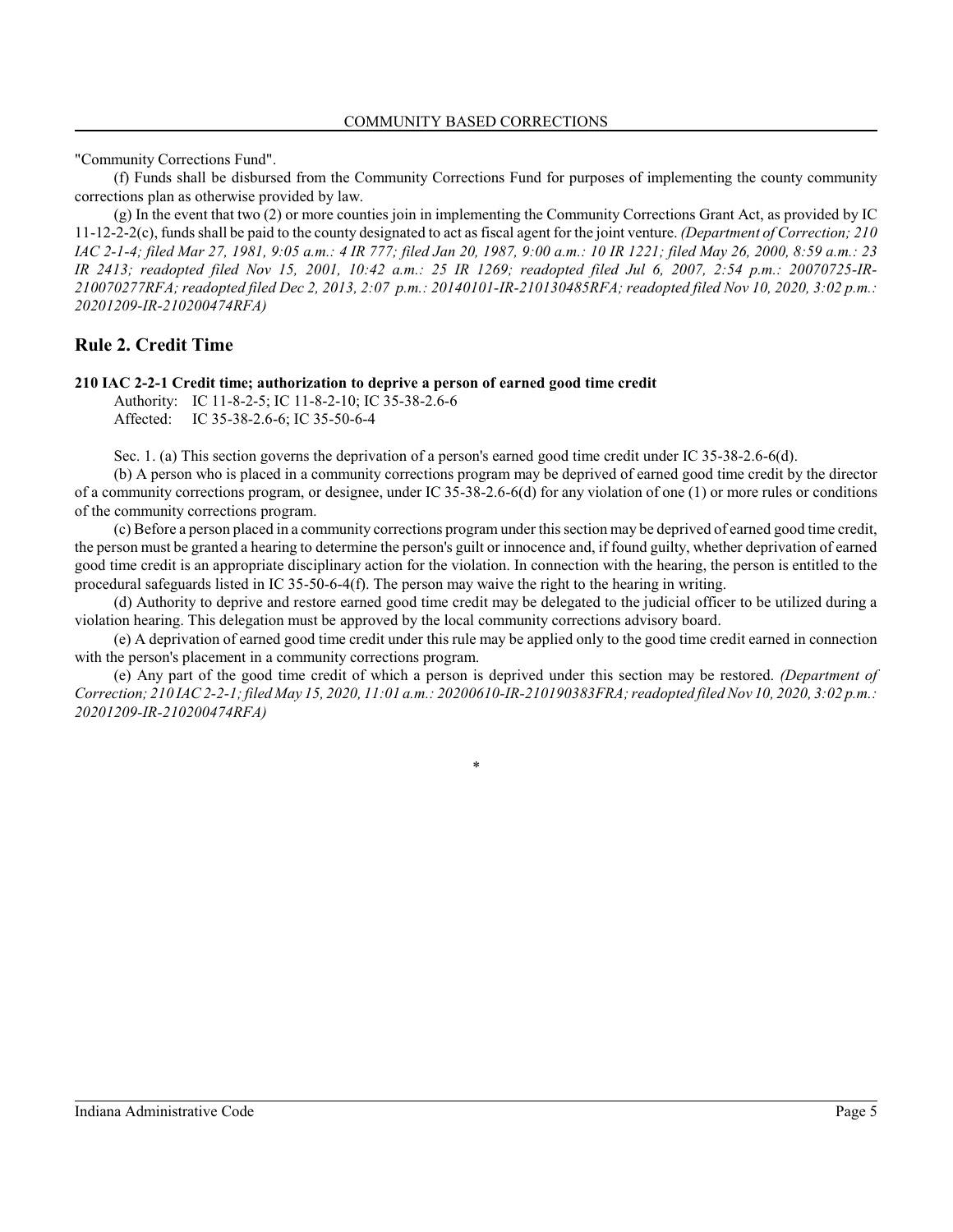"Community Corrections Fund".

(f) Funds shall be disbursed from the Community Corrections Fund for purposes of implementing the county community corrections plan as otherwise provided by law.

(g) In the event that two (2) or more counties join in implementing the Community Corrections Grant Act, as provided by IC 11-12-2-2(c), funds shall be paid to the county designated to act as fiscal agent for the joint venture. *(Department of Correction; 210 IAC 2-1-4; filed Mar 27, 1981, 9:05 a.m.: 4 IR 777; filed Jan 20, 1987, 9:00 a.m.: 10 IR 1221; filed May 26, 2000, 8:59 a.m.: 23 IR 2413; readopted filed Nov 15, 2001, 10:42 a.m.: 25 IR 1269; readopted filed Jul 6, 2007, 2:54 p.m.: 20070725-IR-210070277RFA; readopted filed Dec 2, 2013, 2:07 p.m.: 20140101-IR-210130485RFA; readopted filed Nov 10, 2020, 3:02 p.m.: 20201209-IR-210200474RFA)*

## Rule 2. Credit Time

**210 IAC 2-2-1 Credit time; authorization to deprive a person of earned good time credit**

Authority: IC 11-8-2-5; IC 11-8-2-10; IC 35-38-2.6-6
Affected: IC 35-38-2.6-6; IC 35-50-6-4

Sec. 1. (a) This section governs the deprivation of a person's earned good time credit under IC 35-38-2.6-6(d).

(b) A person who is placed in a community corrections program may be deprived of earned good time credit by the director of a community corrections program, or designee, under IC 35-38-2.6-6(d) for any violation of one (1) or more rules or conditions of the community corrections program.

(c) Before a person placed in a community corrections program under this section may be deprived of earned good time credit, the person must be granted a hearing to determine the person's guilt or innocence and, if found guilty, whether deprivation of earned good time credit is an appropriate disciplinary action for the violation. In connection with the hearing, the person is entitled to the procedural safeguards listed in IC 35-50-6-4(f). The person may waive the right to the hearing in writing.

(d) Authority to deprive and restore earned good time credit may be delegated to the judicial officer to be utilized during a violation hearing. This delegation must be approved by the local community corrections advisory board.

(e) A deprivation of earned good time credit under this rule may be applied only to the good time credit earned in connection with the person's placement in a community corrections program.

(e) Any part of the good time credit of which a person is deprived under this section may be restored. *(Department of Correction; 210 IAC 2-2-1; filed May 15, 2020, 11:01 a.m.: 20200610-IR-210190383FRA; readopted filed Nov 10, 2020, 3:02 p.m.: 20201209-IR-210200474RFA)*

*